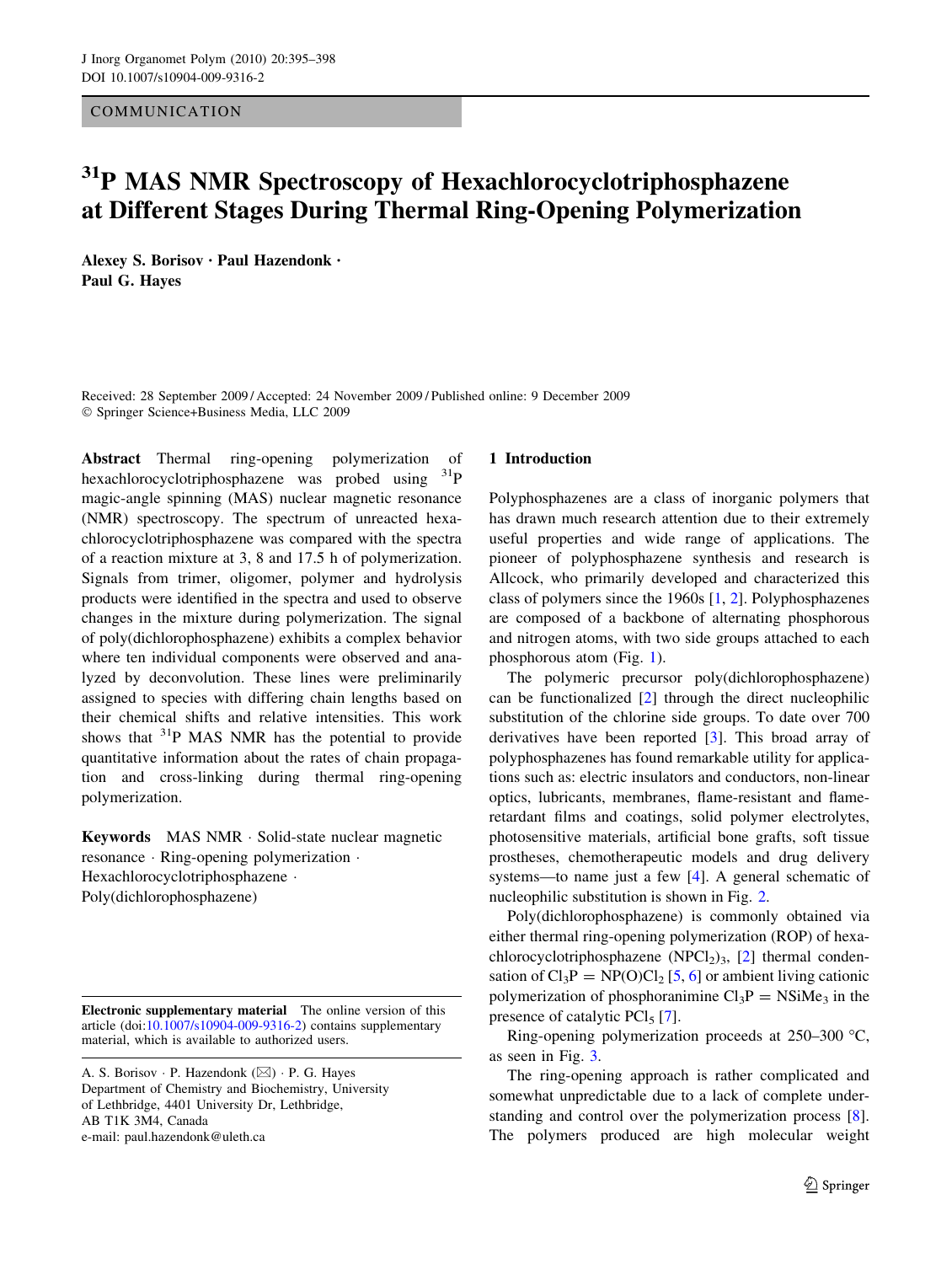COMMUNICATION

# $^{31}$P MAS NMR Spectroscopy of Hexachlorocyclotriphosphazene at Different Stages During Thermal Ring-Opening Polymerization

**Alexey S. Borisov · Paul Hazendonk · Paul G. Hayes**

Received: 28 September 2009 / Accepted: 24 November 2009 / Published online: 9 December 2009
© Springer Science+Business Media, LLC 2009

**Abstract** Thermal ring-opening polymerization of hexachlorocyclotriphosphazene was probed using $^{31}$P magic-angle spinning (MAS) nuclear magnetic resonance (NMR) spectroscopy. The spectrum of unreacted hexachlorocyclotriphosphazene was compared with the spectra of a reaction mixture at 3, 8 and 17.5 h of polymerization. Signals from trimer, oligomer, polymer and hydrolysis products were identified in the spectra and used to observe changes in the mixture during polymerization. The signal of poly(dichlorophosphazene) exhibits a complex behavior where ten individual components were observed and analyzed by deconvolution. These lines were preliminarily assigned to species with differing chain lengths based on their chemical shifts and relative intensities. This work shows that $^{31}$P MAS NMR has the potential to provide quantitative information about the rates of chain propagation and cross-linking during thermal ring-opening polymerization.

**Keywords** MAS NMR · Solid-state nuclear magnetic resonance · Ring-opening polymerization · Hexachlorocyclotriphosphazene · Poly(dichlorophosphazene)

**Electronic supplementary material** The online version of this article (doi:10.1007/s10904-009-9316-2) contains supplementary material, which is available to authorized users.

A. S. Borisov · P. Hazendonk (✉) · P. G. Hayes
Department of Chemistry and Biochemistry, University of Lethbridge, 4401 University Dr, Lethbridge, AB T1K 3M4, Canada
e-mail: paul.hazendonk@uleth.ca

## 1 Introduction

Polyphosphazenes are a class of inorganic polymers that has drawn much research attention due to their extremely useful properties and wide range of applications. The pioneer of polyphosphazene synthesis and research is Allcock, who primarily developed and characterized this class of polymers since the 1960s [1, 2]. Polyphosphazenes are composed of a backbone of alternating phosphorous and nitrogen atoms, with two side groups attached to each phosphorous atom (Fig. 1).

The polymeric precursor poly(dichlorophosphazene) can be functionalized [2] through the direct nucleophilic substitution of the chlorine side groups. To date over 700 derivatives have been reported [3]. This broad array of polyphosphazenes has found remarkable utility for applications such as: electric insulators and conductors, non-linear optics, lubricants, membranes, flame-resistant and flame-retardant films and coatings, solid polymer electrolytes, photosensitive materials, artificial bone grafts, soft tissue prostheses, chemotherapeutic models and drug delivery systems—to name just a few [4]. A general schematic of nucleophilic substitution is shown in Fig. 2.

Poly(dichlorophosphazene) is commonly obtained via either thermal ring-opening polymerization (ROP) of hexachlorocyclotriphosphazene $(NPCl_2)_3$, [2] thermal condensation of $Cl_3P = NP(O)Cl_2$ [5, 6] or ambient living cationic polymerization of phosphoranimine $Cl_3P = NSiMe_3$ in the presence of catalytic $PCl_5$ [7].

Ring-opening polymerization proceeds at 250–300 °C, as seen in Fig. 3.

The ring-opening approach is rather complicated and somewhat unpredictable due to a lack of complete understanding and control over the polymerization process [8]. The polymers produced are high molecular weight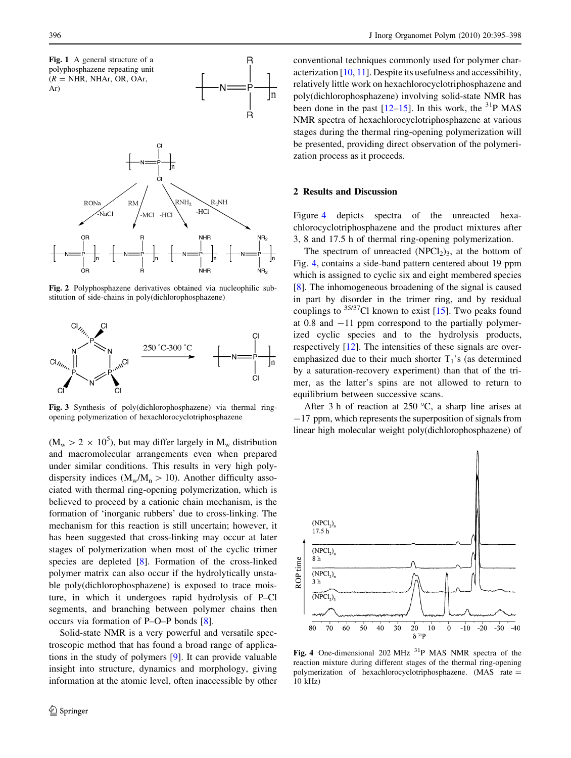Fig. 1 A general structure of a polyphosphazene repeating unit (R = NHR, NHAr, OR, OAr, Ar)

Fig. 2 Polyphosphazene derivatives obtained via nucleophilic substitution of side-chains in poly(dichlorophosphazene)

Fig. 3 Synthesis of poly(dichlorophosphazene) via thermal ring-opening polymerization of hexachlorocyclotriphosphazene

($M_w > 2 \times 10^5$), but may differ largely in $M_w$ distribution and macromolecular arrangements even when prepared under similar conditions. This results in very high polydispersity indices ($M_w/M_n > 10$). Another difficulty associated with thermal ring-opening polymerization, which is believed to proceed by a cationic chain mechanism, is the formation of 'inorganic rubbers' due to cross-linking. The mechanism for this reaction is still uncertain; however, it has been suggested that cross-linking may occur at later stages of polymerization when most of the cyclic trimer species are depleted [8]. Formation of the cross-linked polymer matrix can also occur if the hydrolytically unstable poly(dichlorophosphazene) is exposed to trace moisture, in which it undergoes rapid hydrolysis of P–Cl segments, and branching between polymer chains then occurs via formation of P–O–P bonds [8].

Solid-state NMR is a very powerful and versatile spectroscopic method that has found a broad range of applications in the study of polymers [9]. It can provide valuable insight into structure, dynamics and morphology, giving information at the atomic level, often inaccessible by other conventional techniques commonly used for polymer characterization [10, 11]. Despite its usefulness and accessibility, relatively little work on hexachlorocyclotriphosphazene and poly(dichlorophosphazene) involving solid-state NMR has been done in the past [12–15]. In this work, the $^{31}P$ MAS NMR spectra of hexachlorocyclotriphosphazene at various stages during the thermal ring-opening polymerization will be presented, providing direct observation of the polymerization process as it proceeds.

## 2 Results and Discussion

Figure 4 depicts spectra of the unreacted hexachlorocyclotriphosphazene and the product mixtures after 3, 8 and 17.5 h of thermal ring-opening polymerization.

The spectrum of unreacted $(NPCl_2)_3$, at the bottom of Fig. 4, contains a side-band pattern centered about 19 ppm which is assigned to cyclic six and eight membered species [8]. The inhomogeneous broadening of the signal is caused in part by disorder in the trimer ring, and by residual couplings to $^{35/37}Cl$ known to exist [15]. Two peaks found at 0.8 and −11 ppm correspond to the partially polymerized cyclic species and to the hydrolysis products, respectively [12]. The intensities of these signals are overemphasized due to their much shorter $T_1$'s (as determined by a saturation-recovery experiment) than that of the trimer, as the latter's spins are not allowed to return to equilibrium between successive scans.

After 3 h of reaction at 250 °C, a sharp line arises at −17 ppm, which represents the superposition of signals from linear high molecular weight poly(dichlorophosphazene) of

Fig. 4 One-dimensional 202 MHz $^{31}P$ MAS NMR spectra of the reaction mixture during different stages of the thermal ring-opening polymerization of hexachlorocyclotriphosphazene. (MAS rate = 10 kHz)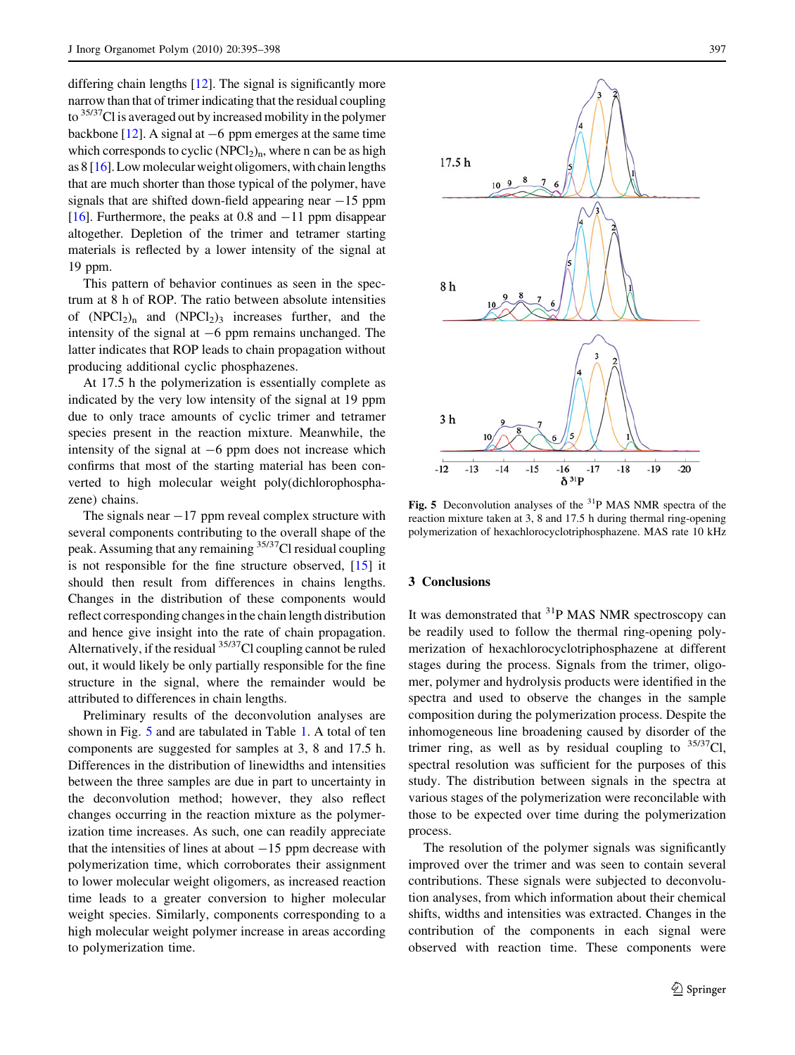differing chain lengths [12]. The signal is significantly more narrow than that of trimer indicating that the residual coupling to $^{35/37}$Cl is averaged out by increased mobility in the polymer backbone [12]. A signal at −6 ppm emerges at the same time which corresponds to cyclic $(NPCl_2)_n$, where n can be as high as 8 [16]. Low molecular weight oligomers, with chain lengths that are much shorter than those typical of the polymer, have signals that are shifted down-field appearing near −15 ppm [16]. Furthermore, the peaks at 0.8 and −11 ppm disappear altogether. Depletion of the trimer and tetramer starting materials is reflected by a lower intensity of the signal at 19 ppm.

This pattern of behavior continues as seen in the spectrum at 8 h of ROP. The ratio between absolute intensities of $(NPCl_2)_n$ and $(NPCl_2)_3$ increases further, and the intensity of the signal at −6 ppm remains unchanged. The latter indicates that ROP leads to chain propagation without producing additional cyclic phosphazenes.

At 17.5 h the polymerization is essentially complete as indicated by the very low intensity of the signal at 19 ppm due to only trace amounts of cyclic trimer and tetramer species present in the reaction mixture. Meanwhile, the intensity of the signal at −6 ppm does not increase which confirms that most of the starting material has been converted to high molecular weight poly(dichlorophosphazene) chains.

The signals near −17 ppm reveal complex structure with several components contributing to the overall shape of the peak. Assuming that any remaining $^{35/37}$Cl residual coupling is not responsible for the fine structure observed, [15] it should then result from differences in chains lengths. Changes in the distribution of these components would reflect corresponding changes in the chain length distribution and hence give insight into the rate of chain propagation. Alternatively, if the residual $^{35/37}$Cl coupling cannot be ruled out, it would likely be only partially responsible for the fine structure in the signal, where the remainder would be attributed to differences in chain lengths.

Preliminary results of the deconvolution analyses are shown in Fig. 5 and are tabulated in Table 1. A total of ten components are suggested for samples at 3, 8 and 17.5 h. Differences in the distribution of linewidths and intensities between the three samples are due in part to uncertainty in the deconvolution method; however, they also reflect changes occurring in the reaction mixture as the polymerization time increases. As such, one can readily appreciate that the intensities of lines at about −15 ppm decrease with polymerization time, which corroborates their assignment to lower molecular weight oligomers, as increased reaction time leads to a greater conversion to higher molecular weight species. Similarly, components corresponding to a high molecular weight polymer increase in areas according to polymerization time.

**Fig. 5** Deconvolution analyses of the $^{31}$P MAS NMR spectra of the reaction mixture taken at 3, 8 and 17.5 h during thermal ring-opening polymerization of hexachlorocyclotriphosphazene. MAS rate 10 kHz

## 3 Conclusions

It was demonstrated that $^{31}$P MAS NMR spectroscopy can be readily used to follow the thermal ring-opening polymerization of hexachlorocyclotriphosphazene at different stages during the process. Signals from the trimer, oligomer, polymer and hydrolysis products were identified in the spectra and used to observe the changes in the sample composition during the polymerization process. Despite the inhomogeneous line broadening caused by disorder of the trimer ring, as well as by residual coupling to $^{35/37}$Cl, spectral resolution was sufficient for the purposes of this study. The distribution between signals in the spectra at various stages of the polymerization were reconcilable with those to be expected over time during the polymerization process.

The resolution of the polymer signals was significantly improved over the trimer and was seen to contain several contributions. These signals were subjected to deconvolution analyses, from which information about their chemical shifts, widths and intensities was extracted. Changes in the contribution of the components in each signal were observed with reaction time. These components were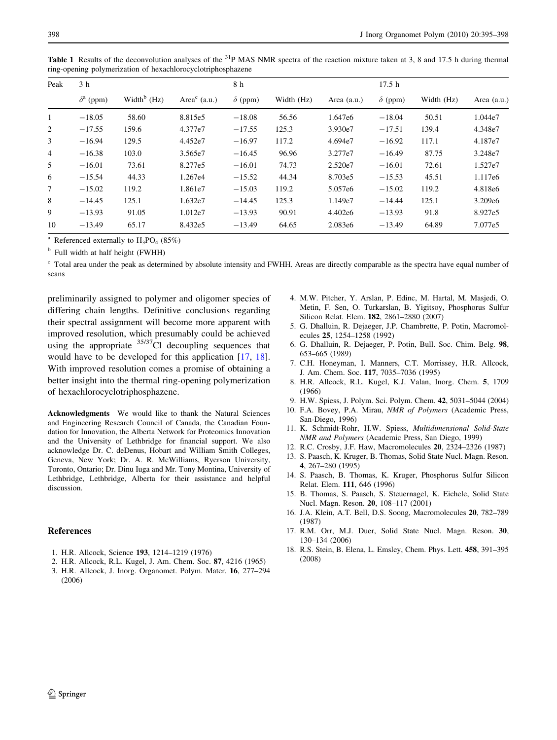**Table 1** Results of the deconvolution analyses of the $^{31}P$ MAS NMR spectra of the reaction mixture taken at 3, 8 and 17.5 h during thermal ring-opening polymerization of hexachlorocyclotriphosphazene

| Peak | 3 h | | | 8 h | | | 17.5 h | | |
|---|---|---|---|---|---|---|---|---|---|
| | $\delta$[a] (ppm) | Width[b] (Hz) | Area[c] (a.u.) | $\delta$ (ppm) | Width (Hz) | Area (a.u.) | $\delta$ (ppm) | Width (Hz) | Area (a.u.) |
| 1 | −18.05 | 58.60 | 8.815e5 | −18.08 | 56.56 | 1.647e6 | −18.04 | 50.51 | 1.044e7 |
| 2 | −17.55 | 159.6 | 4.377e7 | −17.55 | 125.3 | 3.930e7 | −17.51 | 139.4 | 4.348e7 |
| 3 | −16.94 | 129.5 | 4.452e7 | −16.97 | 117.2 | 4.694e7 | −16.92 | 117.1 | 4.187e7 |
| 4 | −16.38 | 103.0 | 3.565e7 | −16.45 | 96.96 | 3.277e7 | −16.49 | 87.75 | 3.248e7 |
| 5 | −16.01 | 73.61 | 8.277e5 | −16.01 | 74.73 | 2.520e7 | −16.01 | 72.61 | 1.527e7 |
| 6 | −15.54 | 44.33 | 1.267e4 | −15.52 | 44.34 | 8.703e5 | −15.53 | 45.51 | 1.117e6 |
| 7 | −15.02 | 119.2 | 1.861e7 | −15.03 | 119.2 | 5.057e6 | −15.02 | 119.2 | 4.818e6 |
| 8 | −14.45 | 125.1 | 1.632e7 | −14.45 | 125.3 | 1.149e7 | −14.44 | 125.1 | 3.209e6 |
| 9 | −13.93 | 91.05 | 1.012e7 | −13.93 | 90.91 | 4.402e6 | −13.93 | 91.8 | 8.927e5 |
| 10 | −13.49 | 65.17 | 8.432e5 | −13.49 | 64.65 | 2.083e6 | −13.49 | 64.89 | 7.077e5 |

[a] Referenced externally to $H_3PO_4$ (85%)

[b] Full width at half height (FWHH)

[c] Total area under the peak as determined by absolute intensity and FWHH. Areas are directly comparable as the spectra have equal number of scans

preliminarily assigned to polymer and oligomer species of differing chain lengths. Definitive conclusions regarding their spectral assignment will become more apparent with improved resolution, which presumably could be achieved using the appropriate $^{35/37}Cl$ decoupling sequences that would have to be developed for this application [17, 18]. With improved resolution comes a promise of obtaining a better insight into the thermal ring-opening polymerization of hexachlorocyclotriphosphazene.

**Acknowledgments** We would like to thank the Natural Sciences and Engineering Research Council of Canada, the Canadian Foundation for Innovation, the Alberta Network for Proteomics Innovation and the University of Lethbridge for financial support. We also acknowledge Dr. C. deDenus, Hobart and William Smith Colleges, Geneva, New York; Dr. A. R. McWilliams, Ryerson University, Toronto, Ontario; Dr. Dinu Iuga and Mr. Tony Montina, University of Lethbridge, Lethbridge, Alberta for their assistance and helpful discussion.

## References

1. H.R. Allcock, Science **193**, 1214–1219 (1976)
2. H.R. Allcock, R.L. Kugel, J. Am. Chem. Soc. **87**, 4216 (1965)
3. H.R. Allcock, J. Inorg. Organomet. Polym. Mater. **16**, 277–294 (2006)
4. M.W. Pitcher, Y. Arslan, P. Edinc, M. Hartal, M. Masjedi, O. Metin, F. Sen, O. Turkarslan, B. Yigitsoy, Phosphorus Sulfur Silicon Relat. Elem. **182**, 2861–2880 (2007)
5. G. Dhalluin, R. Dejaeger, J.P. Chambrette, P. Potin, Macromolecules **25**, 1254–1258 (1992)
6. G. Dhalluin, R. Dejaeger, P. Potin, Bull. Soc. Chim. Belg. **98**, 653–665 (1989)
7. C.H. Honeyman, I. Manners, C.T. Morrissey, H.R. Allcock, J. Am. Chem. Soc. **117**, 7035–7036 (1995)
8. H.R. Allcock, R.L. Kugel, K.J. Valan, Inorg. Chem. **5**, 1709 (1966)
9. H.W. Spiess, J. Polym. Sci. Polym. Chem. **42**, 5031–5044 (2004)
10. F.A. Bovey, P.A. Mirau, *NMR of Polymers* (Academic Press, San-Diego, 1996)
11. K. Schmidt-Rohr, H.W. Spiess, *Multidimensional Solid-State NMR and Polymers* (Academic Press, San Diego, 1999)
12. R.C. Crosby, J.F. Haw, Macromolecules **20**, 2324–2326 (1987)
13. S. Paasch, K. Kruger, B. Thomas, Solid State Nucl. Magn. Reson. **4**, 267–280 (1995)
14. S. Paasch, B. Thomas, K. Kruger, Phosphorus Sulfur Silicon Relat. Elem. **111**, 646 (1996)
15. B. Thomas, S. Paasch, S. Steuernagel, K. Eichele, Solid State Nucl. Magn. Reson. **20**, 108–117 (2001)
16. J.A. Klein, A.T. Bell, D.S. Soong, Macromolecules **20**, 782–789 (1987)
17. R.M. Orr, M.J. Duer, Solid State Nucl. Magn. Reson. **30**, 130–134 (2006)
18. R.S. Stein, B. Elena, L. Emsley, Chem. Phys. Lett. **458**, 391–395 (2008)